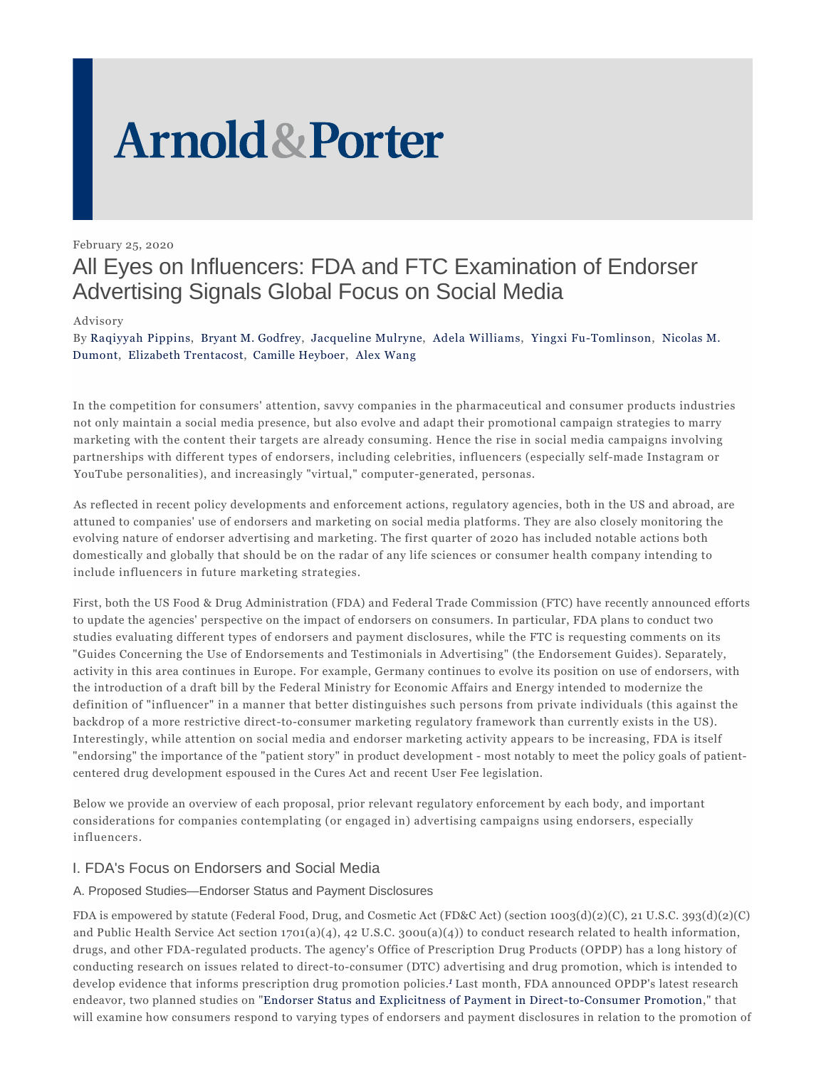Arnold & Porter

February 25, 2020

# All Eyes on Influencers: FDA and FTC Examination of Endorser Advertising Signals Global Focus on Social Media

Advisory

By Raqiyyah Pippins, Bryant M. Godfrey, Jacqueline Mulryne, Adela Williams, Yingxi Fu-Tomlinson, Nicolas M. Dumont, Elizabeth Trentacost, Camille Heyboer, Alex Wang

In the competition for consumers' attention, savvy companies in the pharmaceutical and consumer products industries not only maintain a social media presence, but also evolve and adapt their promotional campaign strategies to marry marketing with the content their targets are already consuming. Hence the rise in social media campaigns involving partnerships with different types of endorsers, including celebrities, influencers (especially self-made Instagram or YouTube personalities), and increasingly "virtual," computer-generated, personas.

As reflected in recent policy developments and enforcement actions, regulatory agencies, both in the US and abroad, are attuned to companies' use of endorsers and marketing on social media platforms. They are also closely monitoring the evolving nature of endorser advertising and marketing. The first quarter of 2020 has included notable actions both domestically and globally that should be on the radar of any life sciences or consumer health company intending to include influencers in future marketing strategies.

First, both the US Food & Drug Administration (FDA) and Federal Trade Commission (FTC) have recently announced efforts to update the agencies' perspective on the impact of endorsers on consumers. In particular, FDA plans to conduct two studies evaluating different types of endorsers and payment disclosures, while the FTC is requesting comments on its "Guides Concerning the Use of Endorsements and Testimonials in Advertising" (the Endorsement Guides). Separately, activity in this area continues in Europe. For example, Germany continues to evolve its position on use of endorsers, with the introduction of a draft bill by the Federal Ministry for Economic Affairs and Energy intended to modernize the definition of "influencer" in a manner that better distinguishes such persons from private individuals (this against the backdrop of a more restrictive direct-to-consumer marketing regulatory framework than currently exists in the US). Interestingly, while attention on social media and endorser marketing activity appears to be increasing, FDA is itself "endorsing" the importance of the "patient story" in product development - most notably to meet the policy goals of patient-centered drug development espoused in the Cures Act and recent User Fee legislation.

Below we provide an overview of each proposal, prior relevant regulatory enforcement by each body, and important considerations for companies contemplating (or engaged in) advertising campaigns using endorsers, especially influencers.

## I. FDA's Focus on Endorsers and Social Media

### A. Proposed Studies—Endorser Status and Payment Disclosures

FDA is empowered by statute (Federal Food, Drug, and Cosmetic Act (FD&C Act) (section 1003(d)(2)(C), 21 U.S.C. 393(d)(2)(C) and Public Health Service Act section 1701(a)(4), 42 U.S.C. 300u(a)(4)) to conduct research related to health information, drugs, and other FDA-regulated products. The agency's Office of Prescription Drug Products (OPDP) has a long history of conducting research on issues related to direct-to-consumer (DTC) advertising and drug promotion, which is intended to develop evidence that informs prescription drug promotion policies.[1] Last month, FDA announced OPDP's latest research endeavor, two planned studies on "Endorser Status and Explicitness of Payment in Direct-to-Consumer Promotion," that will examine how consumers respond to varying types of endorsers and payment disclosures in relation to the promotion of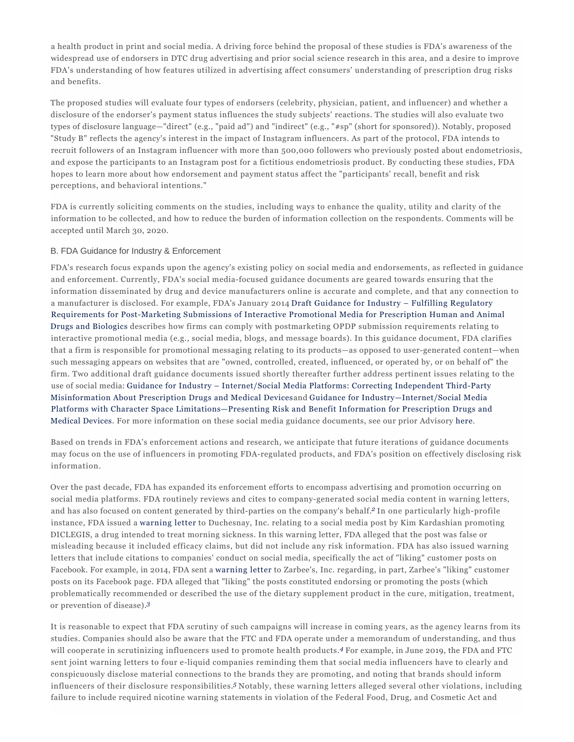a health product in print and social media. A driving force behind the proposal of these studies is FDA's awareness of the widespread use of endorsers in DTC drug advertising and prior social science research in this area, and a desire to improve FDA's understanding of how features utilized in advertising affect consumers' understanding of prescription drug risks and benefits.

The proposed studies will evaluate four types of endorsers (celebrity, physician, patient, and influencer) and whether a disclosure of the endorser's payment status influences the study subjects' reactions. The studies will also evaluate two types of disclosure language—"direct" (e.g., "paid ad") and "indirect" (e.g., "#sp" (short for sponsored)). Notably, proposed "Study B" reflects the agency's interest in the impact of Instagram influencers. As part of the protocol, FDA intends to recruit followers of an Instagram influencer with more than 500,000 followers who previously posted about endometriosis, and expose the participants to an Instagram post for a fictitious endometriosis product. By conducting these studies, FDA hopes to learn more about how endorsement and payment status affect the "participants' recall, benefit and risk perceptions, and behavioral intentions."

FDA is currently soliciting comments on the studies, including ways to enhance the quality, utility and clarity of the information to be collected, and how to reduce the burden of information collection on the respondents. Comments will be accepted until March 30, 2020.

### B. FDA Guidance for Industry & Enforcement

FDA's research focus expands upon the agency's existing policy on social media and endorsements, as reflected in guidance and enforcement. Currently, FDA's social media-focused guidance documents are geared towards ensuring that the information disseminated by drug and device manufacturers online is accurate and complete, and that any connection to a manufacturer is disclosed. For example, FDA's January 2014 Draft Guidance for Industry – Fulfilling Regulatory Requirements for Post-Marketing Submissions of Interactive Promotional Media for Prescription Human and Animal Drugs and Biologics describes how firms can comply with postmarketing OPDP submission requirements relating to interactive promotional media (e.g., social media, blogs, and message boards). In this guidance document, FDA clarifies that a firm is responsible for promotional messaging relating to its products—as opposed to user-generated content—when such messaging appears on websites that are "owned, controlled, created, influenced, or operated by, or on behalf of" the firm. Two additional draft guidance documents issued shortly thereafter further address pertinent issues relating to the use of social media: Guidance for Industry – Internet/Social Media Platforms: Correcting Independent Third-Party Misinformation About Prescription Drugs and Medical Devicesand Guidance for Industry—Internet/Social Media Platforms with Character Space Limitations—Presenting Risk and Benefit Information for Prescription Drugs and Medical Devices. For more information on these social media guidance documents, see our prior Advisory here.

Based on trends in FDA's enforcement actions and research, we anticipate that future iterations of guidance documents may focus on the use of influencers in promoting FDA-regulated products, and FDA's position on effectively disclosing risk information.

Over the past decade, FDA has expanded its enforcement efforts to encompass advertising and promotion occurring on social media platforms. FDA routinely reviews and cites to company-generated social media content in warning letters, and has also focused on content generated by third-parties on the company's behalf.[2] In one particularly high-profile instance, FDA issued a warning letter to Duchesnay, Inc. relating to a social media post by Kim Kardashian promoting DICLEGIS, a drug intended to treat morning sickness. In this warning letter, FDA alleged that the post was false or misleading because it included efficacy claims, but did not include any risk information. FDA has also issued warning letters that include citations to companies' conduct on social media, specifically the act of "liking" customer posts on Facebook. For example, in 2014, FDA sent a warning letter to Zarbee's, Inc. regarding, in part, Zarbee's "liking" customer posts on its Facebook page. FDA alleged that "liking" the posts constituted endorsing or promoting the posts (which problematically recommended or described the use of the dietary supplement product in the cure, mitigation, treatment, or prevention of disease).[3]

It is reasonable to expect that FDA scrutiny of such campaigns will increase in coming years, as the agency learns from its studies. Companies should also be aware that the FTC and FDA operate under a memorandum of understanding, and thus will cooperate in scrutinizing influencers used to promote health products.[4] For example, in June 2019, the FDA and FTC sent joint warning letters to four e-liquid companies reminding them that social media influencers have to clearly and conspicuously disclose material connections to the brands they are promoting, and noting that brands should inform influencers of their disclosure responsibilities.[5] Notably, these warning letters alleged several other violations, including failure to include required nicotine warning statements in violation of the Federal Food, Drug, and Cosmetic Act and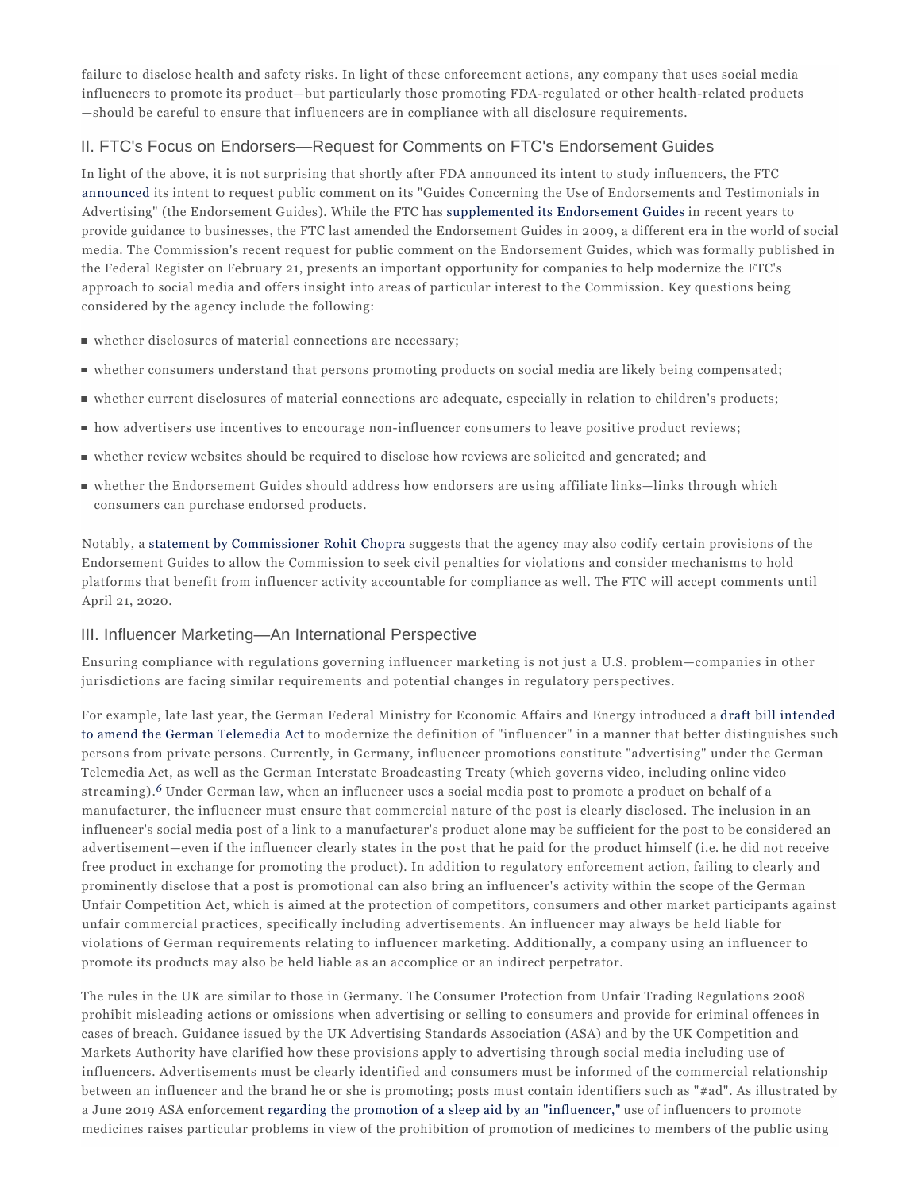failure to disclose health and safety risks. In light of these enforcement actions, any company that uses social media influencers to promote its product—but particularly those promoting FDA-regulated or other health-related products—should be careful to ensure that influencers are in compliance with all disclosure requirements.

## II. FTC's Focus on Endorsers—Request for Comments on FTC's Endorsement Guides

In light of the above, it is not surprising that shortly after FDA announced its intent to study influencers, the FTC announced its intent to request public comment on its "Guides Concerning the Use of Endorsements and Testimonials in Advertising" (the Endorsement Guides). While the FTC has supplemented its Endorsement Guides in recent years to provide guidance to businesses, the FTC last amended the Endorsement Guides in 2009, a different era in the world of social media. The Commission's recent request for public comment on the Endorsement Guides, which was formally published in the Federal Register on February 21, presents an important opportunity for companies to help modernize the FTC's approach to social media and offers insight into areas of particular interest to the Commission. Key questions being considered by the agency include the following:

- whether disclosures of material connections are necessary;
- whether consumers understand that persons promoting products on social media are likely being compensated;
- whether current disclosures of material connections are adequate, especially in relation to children's products;
- how advertisers use incentives to encourage non-influencer consumers to leave positive product reviews;
- whether review websites should be required to disclose how reviews are solicited and generated; and
- whether the Endorsement Guides should address how endorsers are using affiliate links—links through which consumers can purchase endorsed products.

Notably, a statement by Commissioner Rohit Chopra suggests that the agency may also codify certain provisions of the Endorsement Guides to allow the Commission to seek civil penalties for violations and consider mechanisms to hold platforms that benefit from influencer activity accountable for compliance as well. The FTC will accept comments until April 21, 2020.

## III. Influencer Marketing—An International Perspective

Ensuring compliance with regulations governing influencer marketing is not just a U.S. problem—companies in other jurisdictions are facing similar requirements and potential changes in regulatory perspectives.

For example, late last year, the German Federal Ministry for Economic Affairs and Energy introduced a draft bill intended to amend the German Telemedia Act to modernize the definition of "influencer" in a manner that better distinguishes such persons from private persons. Currently, in Germany, influencer promotions constitute "advertising" under the German Telemedia Act, as well as the German Interstate Broadcasting Treaty (which governs video, including online video streaming).[6] Under German law, when an influencer uses a social media post to promote a product on behalf of a manufacturer, the influencer must ensure that commercial nature of the post is clearly disclosed. The inclusion in an influencer's social media post of a link to a manufacturer's product alone may be sufficient for the post to be considered an advertisement—even if the influencer clearly states in the post that he paid for the product himself (i.e. he did not receive free product in exchange for promoting the product). In addition to regulatory enforcement action, failing to clearly and prominently disclose that a post is promotional can also bring an influencer's activity within the scope of the German Unfair Competition Act, which is aimed at the protection of competitors, consumers and other market participants against unfair commercial practices, specifically including advertisements. An influencer may always be held liable for violations of German requirements relating to influencer marketing. Additionally, a company using an influencer to promote its products may also be held liable as an accomplice or an indirect perpetrator.

The rules in the UK are similar to those in Germany. The Consumer Protection from Unfair Trading Regulations 2008 prohibit misleading actions or omissions when advertising or selling to consumers and provide for criminal offences in cases of breach. Guidance issued by the UK Advertising Standards Association (ASA) and by the UK Competition and Markets Authority have clarified how these provisions apply to advertising through social media including use of influencers. Advertisements must be clearly identified and consumers must be informed of the commercial relationship between an influencer and the brand he or she is promoting; posts must contain identifiers such as "#ad". As illustrated by a June 2019 ASA enforcement regarding the promotion of a sleep aid by an "influencer," use of influencers to promote medicines raises particular problems in view of the prohibition of promotion of medicines to members of the public using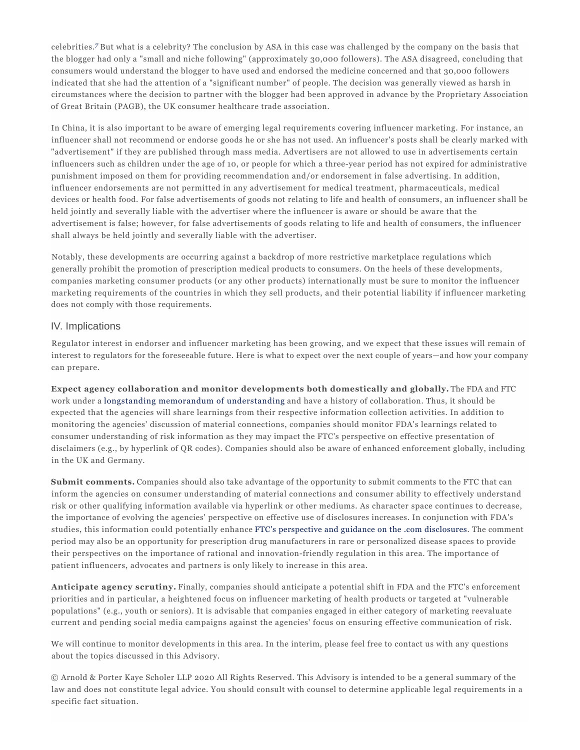celebrities.[7] But what is a celebrity? The conclusion by ASA in this case was challenged by the company on the basis that the blogger had only a "small and niche following" (approximately 30,000 followers). The ASA disagreed, concluding that consumers would understand the blogger to have used and endorsed the medicine concerned and that 30,000 followers indicated that she had the attention of a "significant number" of people. The decision was generally viewed as harsh in circumstances where the decision to partner with the blogger had been approved in advance by the Proprietary Association of Great Britain (PAGB), the UK consumer healthcare trade association.

In China, it is also important to be aware of emerging legal requirements covering influencer marketing. For instance, an influencer shall not recommend or endorse goods he or she has not used. An influencer's posts shall be clearly marked with "advertisement" if they are published through mass media. Advertisers are not allowed to use in advertisements certain influencers such as children under the age of 10, or people for which a three-year period has not expired for administrative punishment imposed on them for providing recommendation and/or endorsement in false advertising. In addition, influencer endorsements are not permitted in any advertisement for medical treatment, pharmaceuticals, medical devices or health food. For false advertisements of goods not relating to life and health of consumers, an influencer shall be held jointly and severally liable with the advertiser where the influencer is aware or should be aware that the advertisement is false; however, for false advertisements of goods relating to life and health of consumers, the influencer shall always be held jointly and severally liable with the advertiser.

Notably, these developments are occurring against a backdrop of more restrictive marketplace regulations which generally prohibit the promotion of prescription medical products to consumers. On the heels of these developments, companies marketing consumer products (or any other products) internationally must be sure to monitor the influencer marketing requirements of the countries in which they sell products, and their potential liability if influencer marketing does not comply with those requirements.

## IV. Implications

Regulator interest in endorser and influencer marketing has been growing, and we expect that these issues will remain of interest to regulators for the foreseeable future. Here is what to expect over the next couple of years—and how your company can prepare.

**Expect agency collaboration and monitor developments both domestically and globally.** The FDA and FTC work under a longstanding memorandum of understanding and have a history of collaboration. Thus, it should be expected that the agencies will share learnings from their respective information collection activities. In addition to monitoring the agencies' discussion of material connections, companies should monitor FDA's learnings related to consumer understanding of risk information as they may impact the FTC's perspective on effective presentation of disclaimers (e.g., by hyperlink of QR codes). Companies should also be aware of enhanced enforcement globally, including in the UK and Germany.

**Submit comments.** Companies should also take advantage of the opportunity to submit comments to the FTC that can inform the agencies on consumer understanding of material connections and consumer ability to effectively understand risk or other qualifying information available via hyperlink or other mediums. As character space continues to decrease, the importance of evolving the agencies' perspective on effective use of disclosures increases. In conjunction with FDA's studies, this information could potentially enhance FTC's perspective and guidance on the .com disclosures. The comment period may also be an opportunity for prescription drug manufacturers in rare or personalized disease spaces to provide their perspectives on the importance of rational and innovation-friendly regulation in this area. The importance of patient influencers, advocates and partners is only likely to increase in this area.

**Anticipate agency scrutiny.** Finally, companies should anticipate a potential shift in FDA and the FTC's enforcement priorities and in particular, a heightened focus on influencer marketing of health products or targeted at "vulnerable populations" (e.g., youth or seniors). It is advisable that companies engaged in either category of marketing reevaluate current and pending social media campaigns against the agencies' focus on ensuring effective communication of risk.

We will continue to monitor developments in this area. In the interim, please feel free to contact us with any questions about the topics discussed in this Advisory.

© Arnold & Porter Kaye Scholer LLP 2020 All Rights Reserved. This Advisory is intended to be a general summary of the law and does not constitute legal advice. You should consult with counsel to determine applicable legal requirements in a specific fact situation.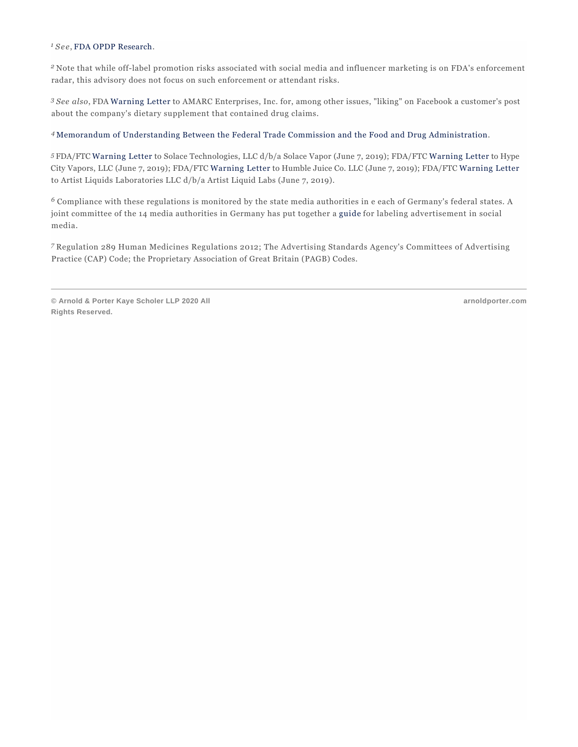[1] *See*, FDA OPDP Research.

[2] Note that while off-label promotion risks associated with social media and influencer marketing is on FDA's enforcement radar, this advisory does not focus on such enforcement or attendant risks.

[3] *See also*, FDA Warning Letter to AMARC Enterprises, Inc. for, among other issues, "liking" on Facebook a customer's post about the company's dietary supplement that contained drug claims.

[4] Memorandum of Understanding Between the Federal Trade Commission and the Food and Drug Administration.

[5] FDA/FTC Warning Letter to Solace Technologies, LLC d/b/a Solace Vapor (June 7, 2019); FDA/FTC Warning Letter to Hype City Vapors, LLC (June 7, 2019); FDA/FTC Warning Letter to Humble Juice Co. LLC (June 7, 2019); FDA/FTC Warning Letter to Artist Liquids Laboratories LLC d/b/a Artist Liquid Labs (June 7, 2019).

[6] Compliance with these regulations is monitored by the state media authorities in e each of Germany's federal states. A joint committee of the 14 media authorities in Germany has put together a guide for labeling advertisement in social media.

[7] Regulation 289 Human Medicines Regulations 2012; The Advertising Standards Agency's Committees of Advertising Practice (CAP) Code; the Proprietary Association of Great Britain (PAGB) Codes.

---

**© Arnold & Porter Kaye Scholer LLP 2020 All Rights Reserved.**

**arnoldporter.com**